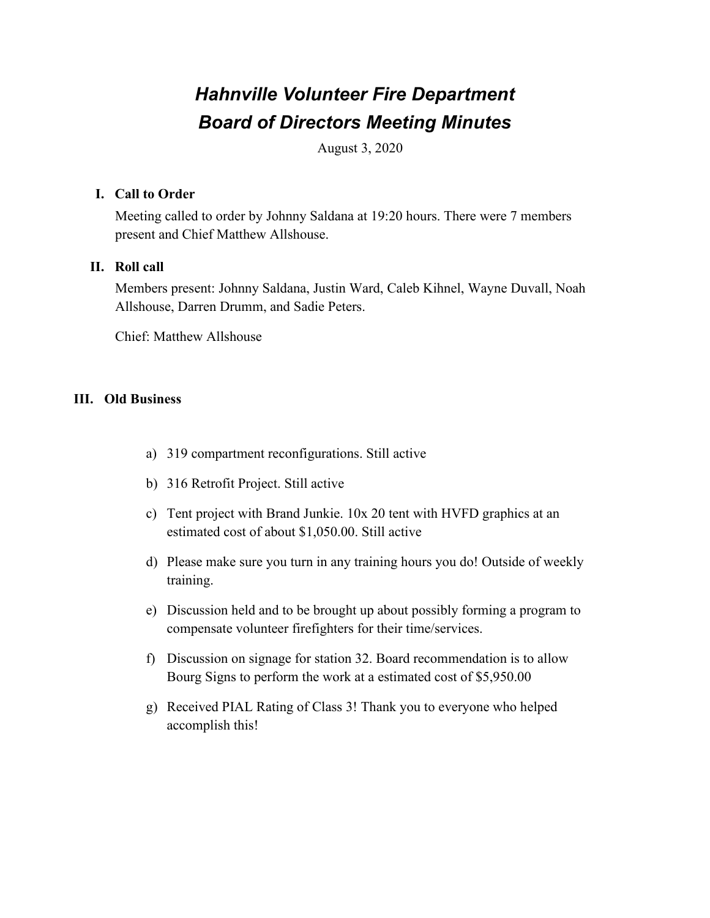# *Hahnville Volunteer Fire Department*
# *Board of Directors Meeting Minutes*

August 3, 2020

## I. Call to Order

Meeting called to order by Johnny Saldana at 19:20 hours. There were 7 members present and Chief Matthew Allshouse.

## II. Roll call

Members present: Johnny Saldana, Justin Ward, Caleb Kihnel, Wayne Duvall, Noah Allshouse, Darren Drumm, and Sadie Peters.

Chief: Matthew Allshouse

## III. Old Business

a) 319 compartment reconfigurations. Still active

b) 316 Retrofit Project. Still active

c) Tent project with Brand Junkie. 10x 20 tent with HVFD graphics at an estimated cost of about $1,050.00. Still active

d) Please make sure you turn in any training hours you do! Outside of weekly training.

e) Discussion held and to be brought up about possibly forming a program to compensate volunteer firefighters for their time/services.

f) Discussion on signage for station 32. Board recommendation is to allow Bourg Signs to perform the work at a estimated cost of $5,950.00

g) Received PIAL Rating of Class 3! Thank you to everyone who helped accomplish this!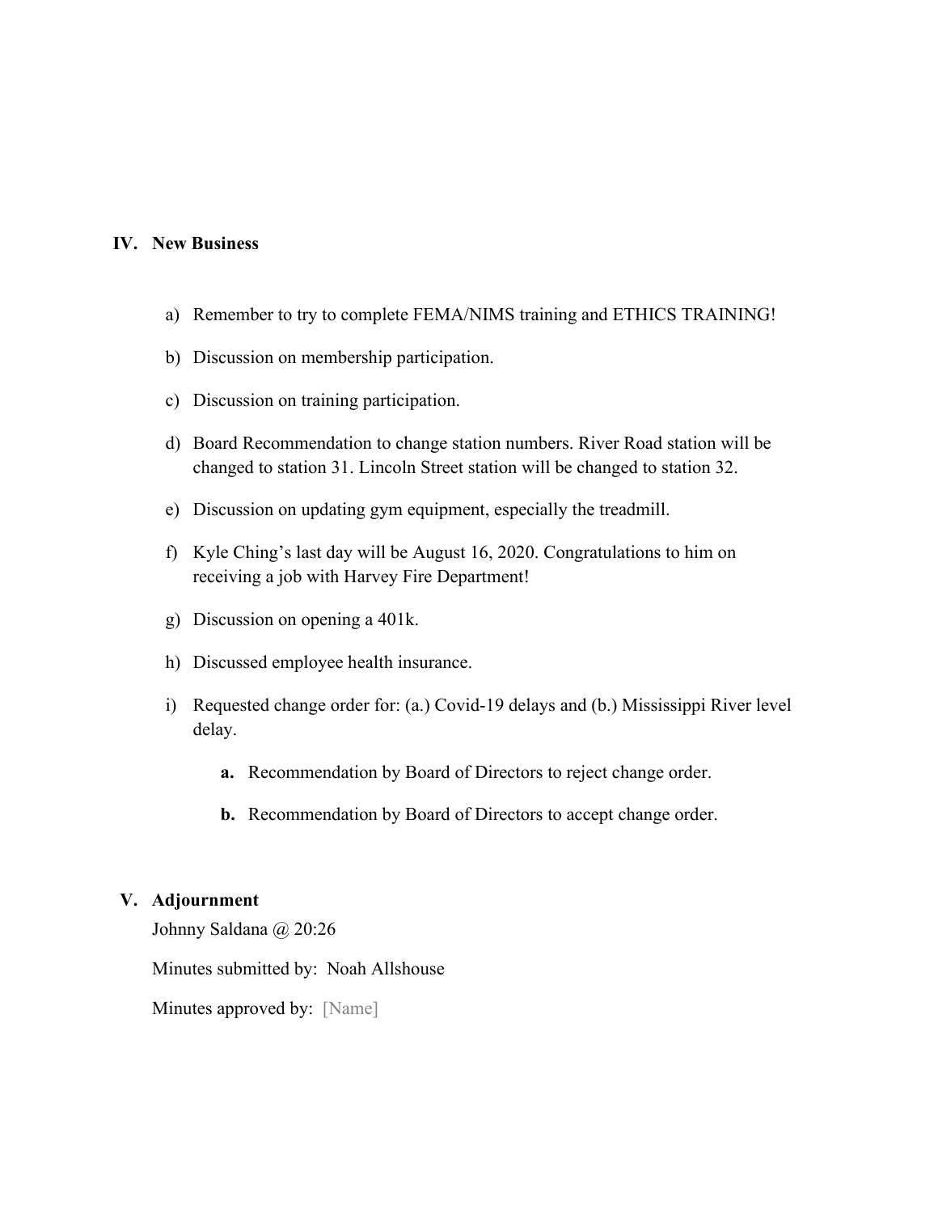## IV. New Business

a) Remember to try to complete FEMA/NIMS training and ETHICS TRAINING!

b) Discussion on membership participation.

c) Discussion on training participation.

d) Board Recommendation to change station numbers. River Road station will be changed to station 31. Lincoln Street station will be changed to station 32.

e) Discussion on updating gym equipment, especially the treadmill.

f) Kyle Ching's last day will be August 16, 2020. Congratulations to him on receiving a job with Harvey Fire Department!

g) Discussion on opening a 401k.

h) Discussed employee health insurance.

i) Requested change order for: (a.) Covid-19 delays and (b.) Mississippi River level delay.

   **a.** Recommendation by Board of Directors to reject change order.

   **b.** Recommendation by Board of Directors to accept change order.

## V. Adjournment

Johnny Saldana @ 20:26

Minutes submitted by: Noah Allshouse

Minutes approved by: [Name]